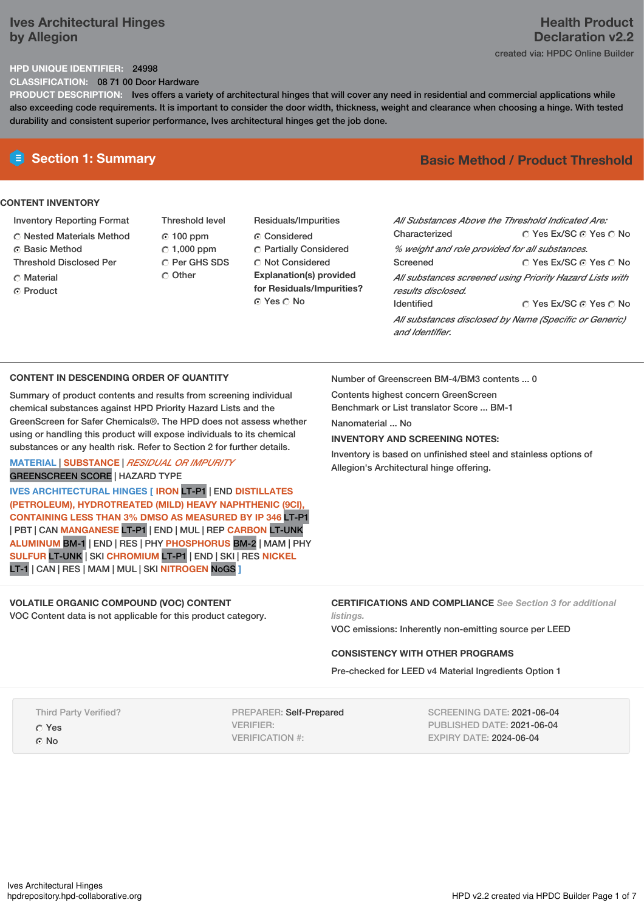# Ives Architectural Hinges by Allegion

## Health Product Declaration v2.2

created via: HPDC Online Builder

**HPD UNIQUE IDENTIFIER:** 24998

**CLASSIFICATION:** 08 71 00 Door Hardware

**PRODUCT DESCRIPTION:** Ives offers a variety of architectural hinges that will cover any need in residential and commercial applications while also exceeding code requirements. It is important to consider the door width, thickness, weight and clearance when choosing a hinge. With tested durability and consistent superior performance, Ives architectural hinges get the job done.

## Section 1: Summary

**Basic Method / Product Threshold**

### CONTENT INVENTORY

**Inventory Reporting Format**
- ○ Nested Materials Method
- ● Basic Method

**Threshold Disclosed Per**
- ○ Material
- ● Product

**Threshold level**
- ● 100 ppm
- ○ 1,000 ppm
- ○ Per GHS SDS
- ○ Other

**Residuals/Impurities**
- ● Considered
- ○ Partially Considered
- ○ Not Considered

**Explanation(s) provided for Residuals/Impurities?**
- ● Yes ○ No

*All Substances Above the Threshold Indicated Are:*

**Characterized** ○ Yes Ex/SC ● Yes ○ No
*% weight and role provided for all substances.*

**Screened** ○ Yes Ex/SC ● Yes ○ No
*All substances screened using Priority Hazard Lists with results disclosed.*

**Identified** ○ Yes Ex/SC ● Yes ○ No
*All substances disclosed by Name (Specific or Generic) and Identifier.*

### CONTENT IN DESCENDING ORDER OF QUANTITY

Summary of product contents and results from screening individual chemical substances against HPD Priority Hazard Lists and the GreenScreen for Safer Chemicals®. The HPD does not assess whether using or handling this product will expose individuals to its chemical substances or any health risk. Refer to Section 2 for further details.

MATERIAL | SUBSTANCE | *RESIDUAL OR IMPURITY*
GREENSCREEN SCORE | HAZARD TYPE

IVES ARCHITECTURAL HINGES [ IRON LT-P1 | END DISTILLATES (PETROLEUM), HYDROTREATED (MILD) HEAVY NAPHTHENIC (9CI), CONTAINING LESS THAN 3% DMSO AS MEASURED BY IP 346 LT-P1 | PBT | CAN MANGANESE LT-P1 | END | MUL | REP CARBON LT-UNK ALUMINUM BM-1 | END | RES | PHY PHOSPHORUS BM-2 | MAM | PHY SULFUR LT-UNK | SKI CHROMIUM LT-P1 | END | SKI | RES NICKEL LT-1 | CAN | RES | MAM | MUL | SKI NITROGEN NoGS ]

Number of Greenscreen BM-4/BM3 contents ... 0

Contents highest concern GreenScreen Benchmark or List translator Score ... BM-1

Nanomaterial ... No

**INVENTORY AND SCREENING NOTES:**

Inventory is based on unfinished steel and stainless options of Allegion's Architectural hinge offering.

### VOLATILE ORGANIC COMPOUND (VOC) CONTENT

VOC Content data is not applicable for this product category.

### CERTIFICATIONS AND COMPLIANCE *See Section 3 for additional listings.*

VOC emissions: Inherently non-emitting source per LEED

### CONSISTENCY WITH OTHER PROGRAMS

Pre-checked for LEED v4 Material Ingredients Option 1

Third Party Verified?
- ○ Yes
- ● No

PREPARER: Self-Prepared
VERIFIER:
VERIFICATION #:

SCREENING DATE: 2021-06-04
PUBLISHED DATE: 2021-06-04
EXPIRY DATE: 2024-06-04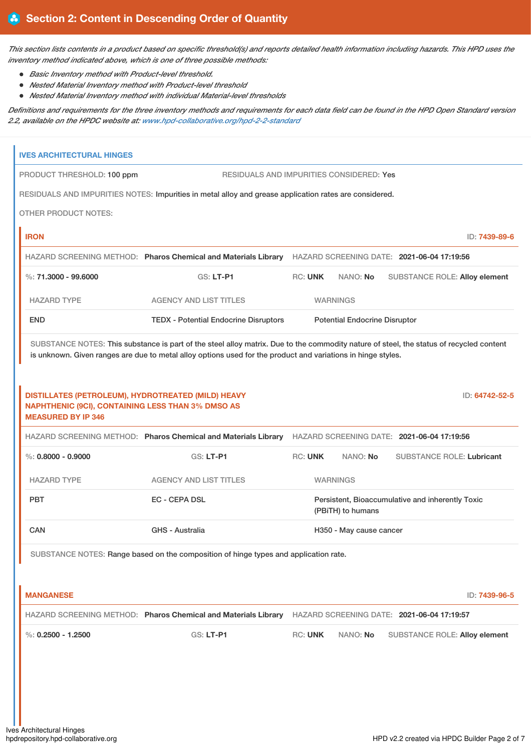## Section 2: Content in Descending Order of Quantity

*This section lists contents in a product based on specific threshold(s) and reports detailed health information including hazards. This HPD uses the inventory method indicated above, which is one of three possible methods:*

- *Basic Inventory method with Product-level threshold.*
- *Nested Material Inventory method with Product-level threshold*
- *Nested Material Inventory method with individual Material-level thresholds*

*Definitions and requirements for the three inventory methods and requirements for each data field can be found in the HPD Open Standard version 2.2, available on the HPDC website at: www.hpd-collaborative.org/hpd-2-2-standard*

### IVES ARCHITECTURAL HINGES

PRODUCT THRESHOLD: 100 ppm

RESIDUALS AND IMPURITIES CONSIDERED: Yes

RESIDUALS AND IMPURITIES NOTES: Impurities in metal alloy and grease application rates are considered.

OTHER PRODUCT NOTES:

#### IRON

ID: 7439-89-6

HAZARD SCREENING METHOD: **Pharos Chemical and Materials Library** HAZARD SCREENING DATE: **2021-06-04 17:19:56**

%: **71.3000 - 99.6000** GS: **LT-P1** RC: **UNK** NANO: **No** SUBSTANCE ROLE: **Alloy element**

| HAZARD TYPE | AGENCY AND LIST TITLES | WARNINGS |
|---|---|---|
| END | TEDX - Potential Endocrine Disruptors | Potential Endocrine Disruptor |

SUBSTANCE NOTES: This substance is part of the steel alloy matrix. Due to the commodity nature of steel, the status of recycled content is unknown. Given ranges are due to metal alloy options used for the product and variations in hinge styles.

#### DISTILLATES (PETROLEUM), HYDROTREATED (MILD) HEAVY NAPHTHENIC (9CI), CONTAINING LESS THAN 3% DMSO AS MEASURED BY IP 346

ID: 64742-52-5

HAZARD SCREENING METHOD: **Pharos Chemical and Materials Library** HAZARD SCREENING DATE: **2021-06-04 17:19:56**

%: **0.8000 - 0.9000** GS: **LT-P1** RC: **UNK** NANO: **No** SUBSTANCE ROLE: **Lubricant**

| HAZARD TYPE | AGENCY AND LIST TITLES | WARNINGS |
|---|---|---|
| PBT | EC - CEPA DSL | Persistent, Bioaccumulative and inherently Toxic (PBiTH) to humans |
| CAN | GHS - Australia | H350 - May cause cancer |

SUBSTANCE NOTES: Range based on the composition of hinge types and application rate.

#### MANGANESE

ID: 7439-96-5

HAZARD SCREENING METHOD: **Pharos Chemical and Materials Library** HAZARD SCREENING DATE: **2021-06-04 17:19:57**

%: **0.2500 - 1.2500** GS: **LT-P1** RC: **UNK** NANO: **No** SUBSTANCE ROLE: **Alloy element**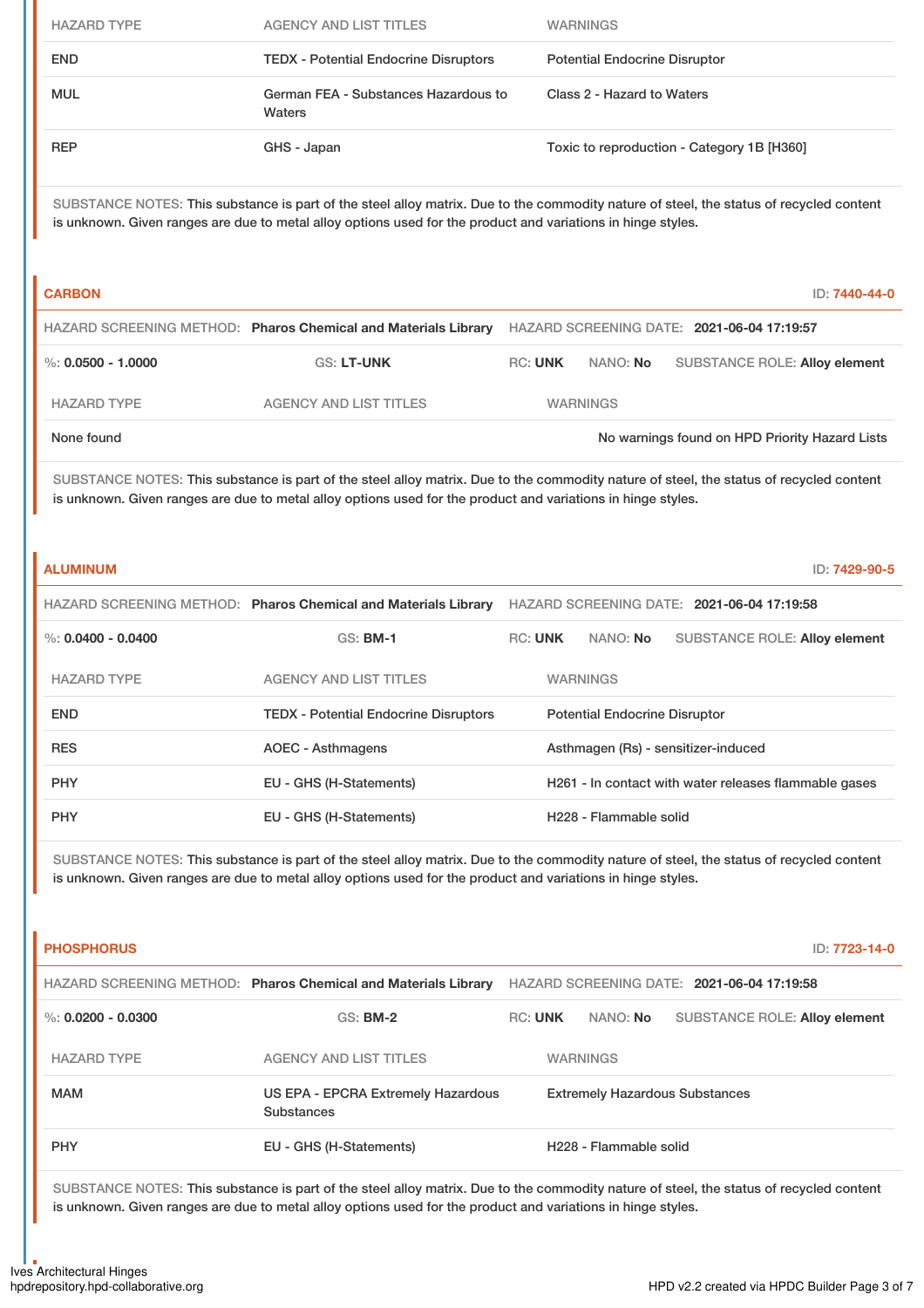| HAZARD TYPE | AGENCY AND LIST TITLES | WARNINGS |
| --- | --- | --- |
| END | TEDX - Potential Endocrine Disruptors | Potential Endocrine Disruptor |
| MUL | German FEA - Substances Hazardous to Waters | Class 2 - Hazard to Waters |
| REP | GHS - Japan | Toxic to reproduction - Category 1B [H360] |

SUBSTANCE NOTES: This substance is part of the steel alloy matrix. Due to the commodity nature of steel, the status of recycled content is unknown. Given ranges are due to metal alloy options used for the product and variations in hinge styles.

## CARBON

ID: 7440-44-0

HAZARD SCREENING METHOD: **Pharos Chemical and Materials Library** HAZARD SCREENING DATE: **2021-06-04 17:19:57**

%: **0.0500 - 1.0000** GS: **LT-UNK** RC: **UNK** NANO: **No** SUBSTANCE ROLE: **Alloy element**

| HAZARD TYPE | AGENCY AND LIST TITLES | WARNINGS |
| --- | --- | --- |
| None found | | No warnings found on HPD Priority Hazard Lists |

SUBSTANCE NOTES: This substance is part of the steel alloy matrix. Due to the commodity nature of steel, the status of recycled content is unknown. Given ranges are due to metal alloy options used for the product and variations in hinge styles.

## ALUMINUM

ID: 7429-90-5

HAZARD SCREENING METHOD: **Pharos Chemical and Materials Library** HAZARD SCREENING DATE: **2021-06-04 17:19:58**

%: **0.0400 - 0.0400** GS: **BM-1** RC: **UNK** NANO: **No** SUBSTANCE ROLE: **Alloy element**

| HAZARD TYPE | AGENCY AND LIST TITLES | WARNINGS |
| --- | --- | --- |
| END | TEDX - Potential Endocrine Disruptors | Potential Endocrine Disruptor |
| RES | AOEC - Asthmagens | Asthmagen (Rs) - sensitizer-induced |
| PHY | EU - GHS (H-Statements) | H261 - In contact with water releases flammable gases |
| PHY | EU - GHS (H-Statements) | H228 - Flammable solid |

SUBSTANCE NOTES: This substance is part of the steel alloy matrix. Due to the commodity nature of steel, the status of recycled content is unknown. Given ranges are due to metal alloy options used for the product and variations in hinge styles.

## PHOSPHORUS

ID: 7723-14-0

HAZARD SCREENING METHOD: **Pharos Chemical and Materials Library** HAZARD SCREENING DATE: **2021-06-04 17:19:58**

%: **0.0200 - 0.0300** GS: **BM-2** RC: **UNK** NANO: **No** SUBSTANCE ROLE: **Alloy element**

| HAZARD TYPE | AGENCY AND LIST TITLES | WARNINGS |
| --- | --- | --- |
| MAM | US EPA - EPCRA Extremely Hazardous Substances | Extremely Hazardous Substances |
| PHY | EU - GHS (H-Statements) | H228 - Flammable solid |

SUBSTANCE NOTES: This substance is part of the steel alloy matrix. Due to the commodity nature of steel, the status of recycled content is unknown. Given ranges are due to metal alloy options used for the product and variations in hinge styles.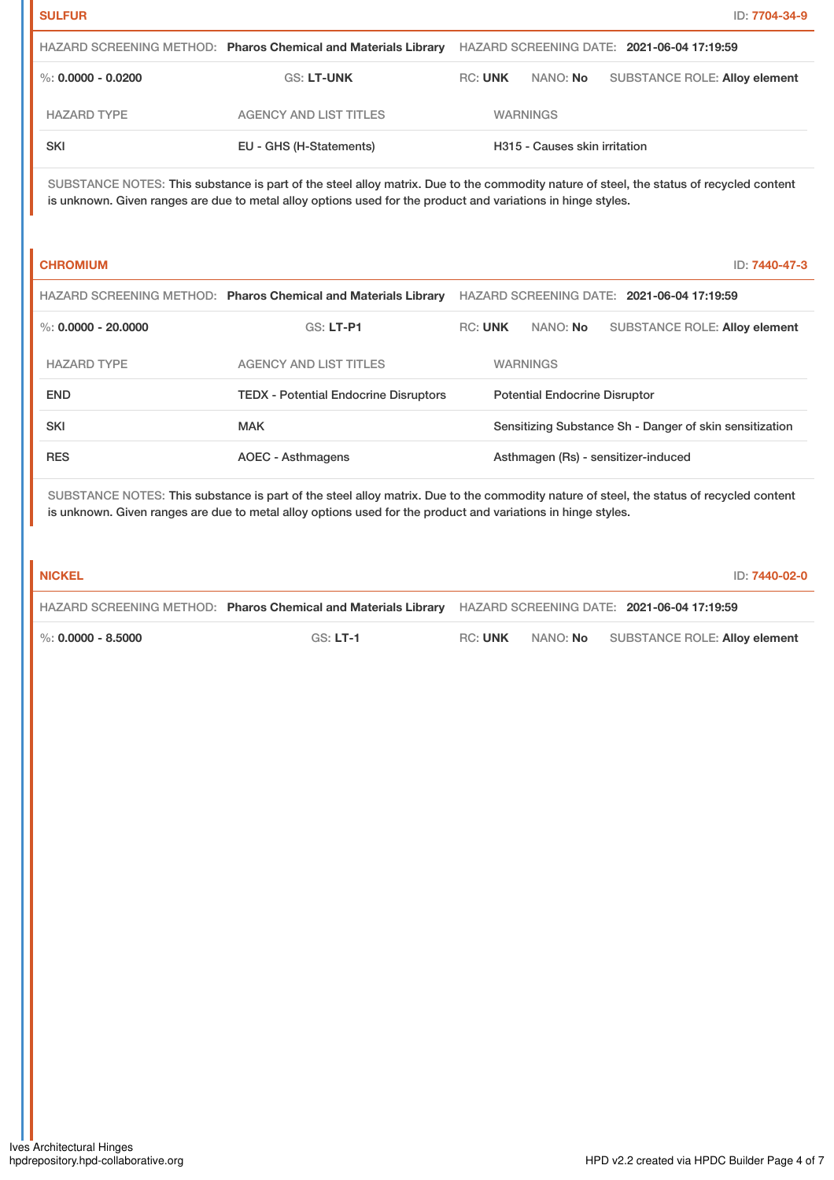## SULFUR

ID: 7704-34-9

HAZARD SCREENING METHOD: **Pharos Chemical and Materials Library** HAZARD SCREENING DATE: **2021-06-04 17:19:59**

%: **0.0000 - 0.0200** GS: **LT-UNK** RC: **UNK** NANO: **No** SUBSTANCE ROLE: **Alloy element**

| HAZARD TYPE | AGENCY AND LIST TITLES | WARNINGS |
|---|---|---|
| SKI | EU - GHS (H-Statements) | H315 - Causes skin irritation |

SUBSTANCE NOTES: This substance is part of the steel alloy matrix. Due to the commodity nature of steel, the status of recycled content is unknown. Given ranges are due to metal alloy options used for the product and variations in hinge styles.

## CHROMIUM

ID: 7440-47-3

HAZARD SCREENING METHOD: **Pharos Chemical and Materials Library** HAZARD SCREENING DATE: **2021-06-04 17:19:59**

%: **0.0000 - 20.0000** GS: **LT-P1** RC: **UNK** NANO: **No** SUBSTANCE ROLE: **Alloy element**

| HAZARD TYPE | AGENCY AND LIST TITLES | WARNINGS |
|---|---|---|
| END | TEDX - Potential Endocrine Disruptors | Potential Endocrine Disruptor |
| SKI | MAK | Sensitizing Substance Sh - Danger of skin sensitization |
| RES | AOEC - Asthmagens | Asthmagen (Rs) - sensitizer-induced |

SUBSTANCE NOTES: This substance is part of the steel alloy matrix. Due to the commodity nature of steel, the status of recycled content is unknown. Given ranges are due to metal alloy options used for the product and variations in hinge styles.

## NICKEL

ID: 7440-02-0

HAZARD SCREENING METHOD: **Pharos Chemical and Materials Library** HAZARD SCREENING DATE: **2021-06-04 17:19:59**

%: **0.0000 - 8.5000** GS: **LT-1** RC: **UNK** NANO: **No** SUBSTANCE ROLE: **Alloy element**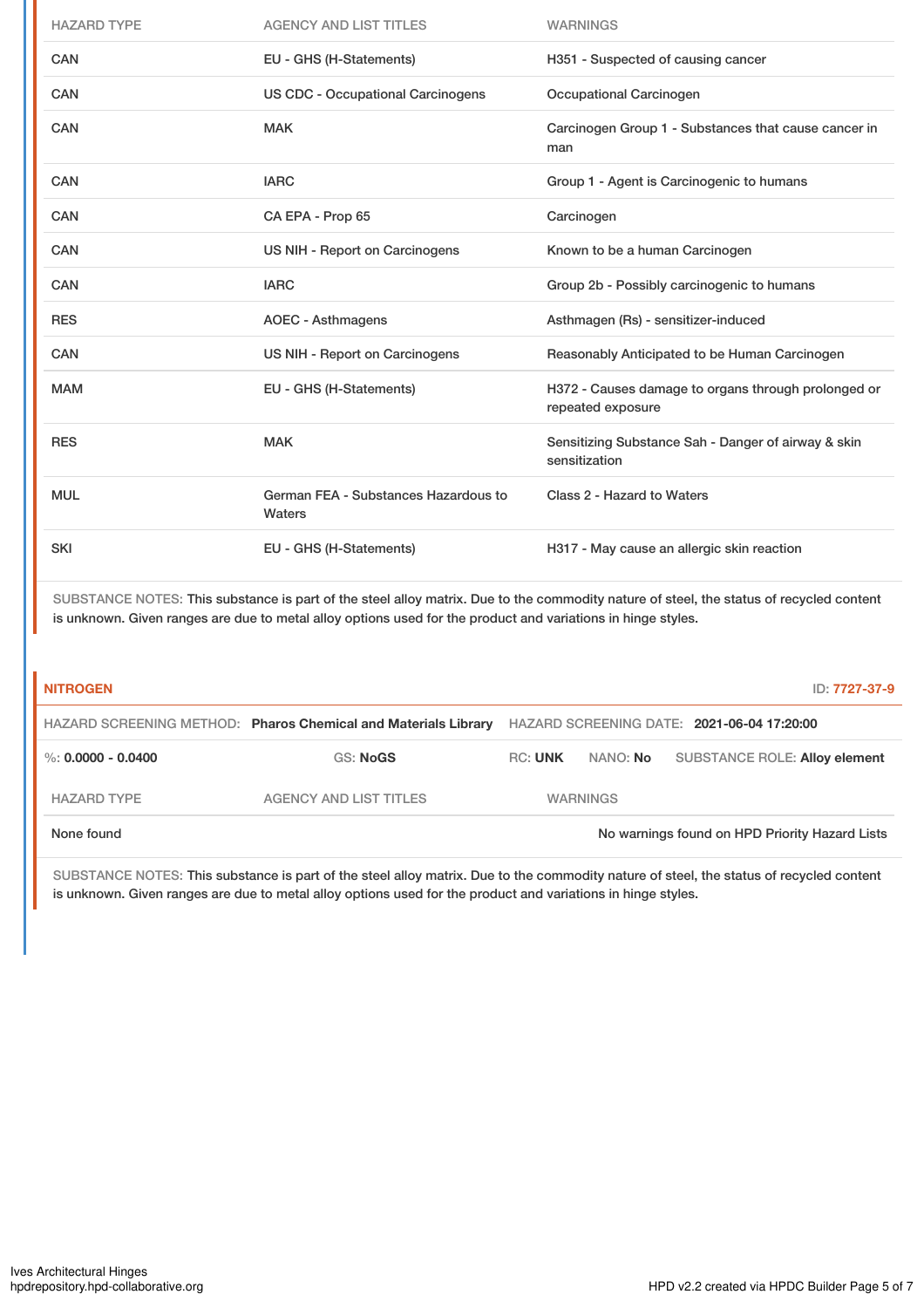| HAZARD TYPE | AGENCY AND LIST TITLES | WARNINGS |
|---|---|---|
| CAN | EU - GHS (H-Statements) | H351 - Suspected of causing cancer |
| CAN | US CDC - Occupational Carcinogens | Occupational Carcinogen |
| CAN | MAK | Carcinogen Group 1 - Substances that cause cancer in man |
| CAN | IARC | Group 1 - Agent is Carcinogenic to humans |
| CAN | CA EPA - Prop 65 | Carcinogen |
| CAN | US NIH - Report on Carcinogens | Known to be a human Carcinogen |
| CAN | IARC | Group 2b - Possibly carcinogenic to humans |
| RES | AOEC - Asthmagens | Asthmagen (Rs) - sensitizer-induced |
| CAN | US NIH - Report on Carcinogens | Reasonably Anticipated to be Human Carcinogen |
| MAM | EU - GHS (H-Statements) | H372 - Causes damage to organs through prolonged or repeated exposure |
| RES | MAK | Sensitizing Substance Sah - Danger of airway & skin sensitization |
| MUL | German FEA - Substances Hazardous to Waters | Class 2 - Hazard to Waters |
| SKI | EU - GHS (H-Statements) | H317 - May cause an allergic skin reaction |

SUBSTANCE NOTES: This substance is part of the steel alloy matrix. Due to the commodity nature of steel, the status of recycled content is unknown. Given ranges are due to metal alloy options used for the product and variations in hinge styles.

## NITROGEN

ID: 7727-37-9

HAZARD SCREENING METHOD: **Pharos Chemical and Materials Library** HAZARD SCREENING DATE: **2021-06-04 17:20:00**

%: **0.0000 - 0.0400** GS: **NoGS** RC: **UNK** NANO: **No** SUBSTANCE ROLE: **Alloy element**

| HAZARD TYPE | AGENCY AND LIST TITLES | WARNINGS |
|---|---|---|
| None found | | No warnings found on HPD Priority Hazard Lists |

SUBSTANCE NOTES: This substance is part of the steel alloy matrix. Due to the commodity nature of steel, the status of recycled content is unknown. Given ranges are due to metal alloy options used for the product and variations in hinge styles.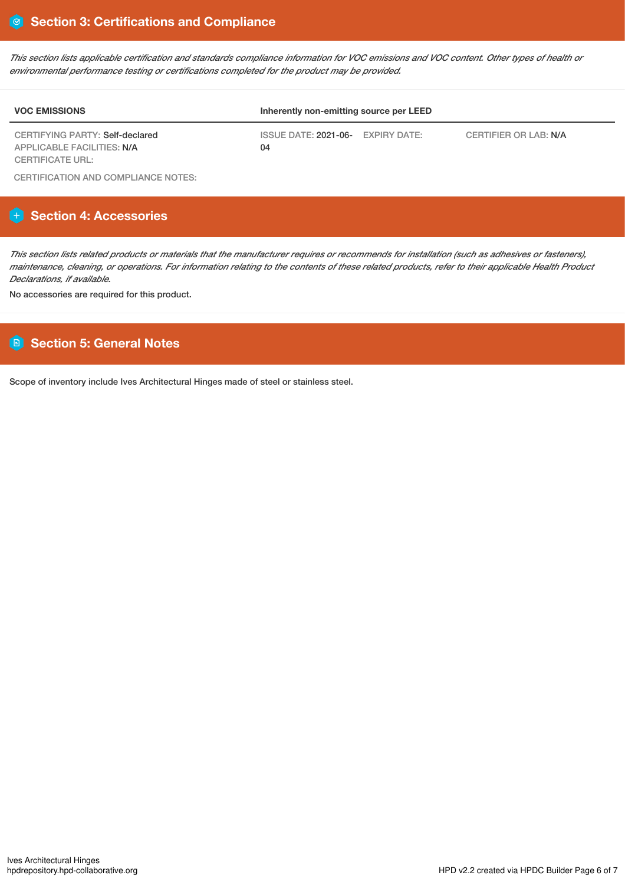## Section 3: Certifications and Compliance

*This section lists applicable certification and standards compliance information for VOC emissions and VOC content. Other types of health or environmental performance testing or certifications completed for the product may be provided.*

| VOC EMISSIONS | Inherently non-emitting source per LEED | | |
|---|---|---|---|
| CERTIFYING PARTY: Self-declared<br>APPLICABLE FACILITIES: N/A<br>CERTIFICATE URL: | ISSUE DATE: 2021-06-04 | EXPIRY DATE: | CERTIFIER OR LAB: N/A |

CERTIFICATION AND COMPLIANCE NOTES:

## Section 4: Accessories

*This section lists related products or materials that the manufacturer requires or recommends for installation (such as adhesives or fasteners), maintenance, cleaning, or operations. For information relating to the contents of these related products, refer to their applicable Health Product Declarations, if available.*

No accessories are required for this product.

## Section 5: General Notes

Scope of inventory include Ives Architectural Hinges made of steel or stainless steel.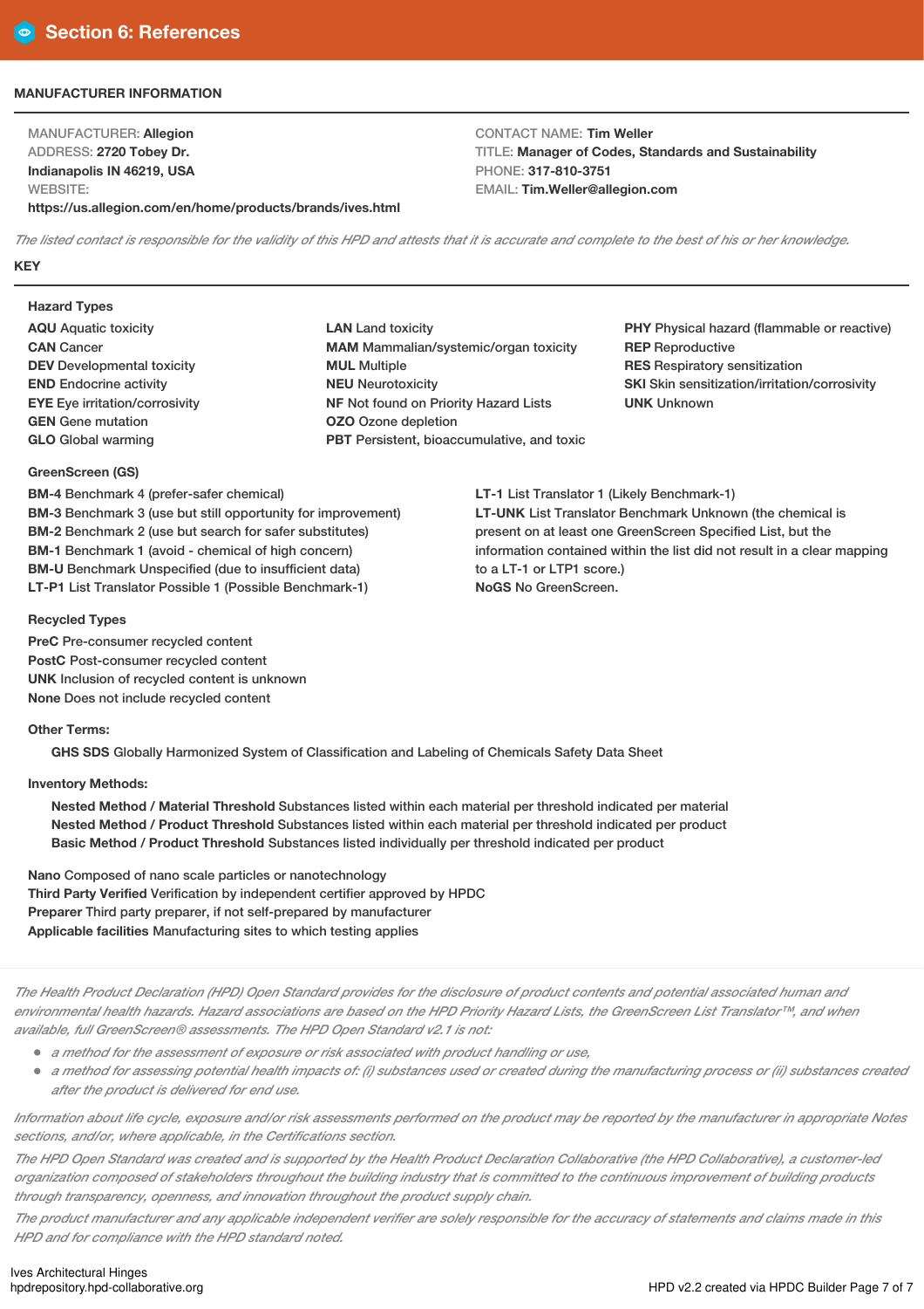## Section 6: References

### MANUFACTURER INFORMATION

MANUFACTURER: **Allegion**
ADDRESS: **2720 Tobey Dr.**
**Indianapolis IN 46219, USA**
WEBSITE:
**https://us.allegion.com/en/home/products/brands/ives.html**

CONTACT NAME: **Tim Weller**
TITLE: **Manager of Codes, Standards and Sustainability**
PHONE: **317-810-3751**
EMAIL: **Tim.Weller@allegion.com**

*The listed contact is responsible for the validity of this HPD and attests that it is accurate and complete to the best of his or her knowledge.*

### KEY

**Hazard Types**

**AQU** Aquatic toxicity
**CAN** Cancer
**DEV** Developmental toxicity
**END** Endocrine activity
**EYE** Eye irritation/corrosivity
**GEN** Gene mutation
**GLO** Global warming
**LAN** Land toxicity
**MAM** Mammalian/systemic/organ toxicity
**MUL** Multiple
**NEU** Neurotoxicity
**NF** Not found on Priority Hazard Lists
**OZO** Ozone depletion
**PBT** Persistent, bioaccumulative, and toxic
**PHY** Physical hazard (flammable or reactive)
**REP** Reproductive
**RES** Respiratory sensitization
**SKI** Skin sensitization/irritation/corrosivity
**UNK** Unknown

**GreenScreen (GS)**

**BM-4** Benchmark 4 (prefer-safer chemical)
**BM-3** Benchmark 3 (use but still opportunity for improvement)
**BM-2** Benchmark 2 (use but search for safer substitutes)
**BM-1** Benchmark 1 (avoid - chemical of high concern)
**BM-U** Benchmark Unspecified (due to insufficient data)
**LT-P1** List Translator Possible 1 (Possible Benchmark-1)
**LT-1** List Translator 1 (Likely Benchmark-1)
**LT-UNK** List Translator Benchmark Unknown (the chemical is present on at least one GreenScreen Specified List, but the information contained within the list did not result in a clear mapping to a LT-1 or LTP1 score.)
**NoGS** No GreenScreen.

**Recycled Types**

**PreC** Pre-consumer recycled content
**PostC** Post-consumer recycled content
**UNK** Inclusion of recycled content is unknown
**None** Does not include recycled content

**Other Terms:**

**GHS SDS** Globally Harmonized System of Classification and Labeling of Chemicals Safety Data Sheet

**Inventory Methods:**

**Nested Method / Material Threshold** Substances listed within each material per threshold indicated per material
**Nested Method / Product Threshold** Substances listed within each material per threshold indicated per product
**Basic Method / Product Threshold** Substances listed individually per threshold indicated per product

**Nano** Composed of nano scale particles or nanotechnology
**Third Party Verified** Verification by independent certifier approved by HPDC
**Preparer** Third party preparer, if not self-prepared by manufacturer
**Applicable facilities** Manufacturing sites to which testing applies

*The Health Product Declaration (HPD) Open Standard provides for the disclosure of product contents and potential associated human and environmental health hazards. Hazard associations are based on the HPD Priority Hazard Lists, the GreenScreen List Translator™, and when available, full GreenScreen® assessments. The HPD Open Standard v2.1 is not:*

- *a method for the assessment of exposure or risk associated with product handling or use,*
- *a method for assessing potential health impacts of: (i) substances used or created during the manufacturing process or (ii) substances created after the product is delivered for end use.*

*Information about life cycle, exposure and/or risk assessments performed on the product may be reported by the manufacturer in appropriate Notes sections, and/or, where applicable, in the Certifications section.*

*The HPD Open Standard was created and is supported by the Health Product Declaration Collaborative (the HPD Collaborative), a customer-led organization composed of stakeholders throughout the building industry that is committed to the continuous improvement of building products through transparency, openness, and innovation throughout the product supply chain.*

*The product manufacturer and any applicable independent verifier are solely responsible for the accuracy of statements and claims made in this HPD and for compliance with the HPD standard noted.*